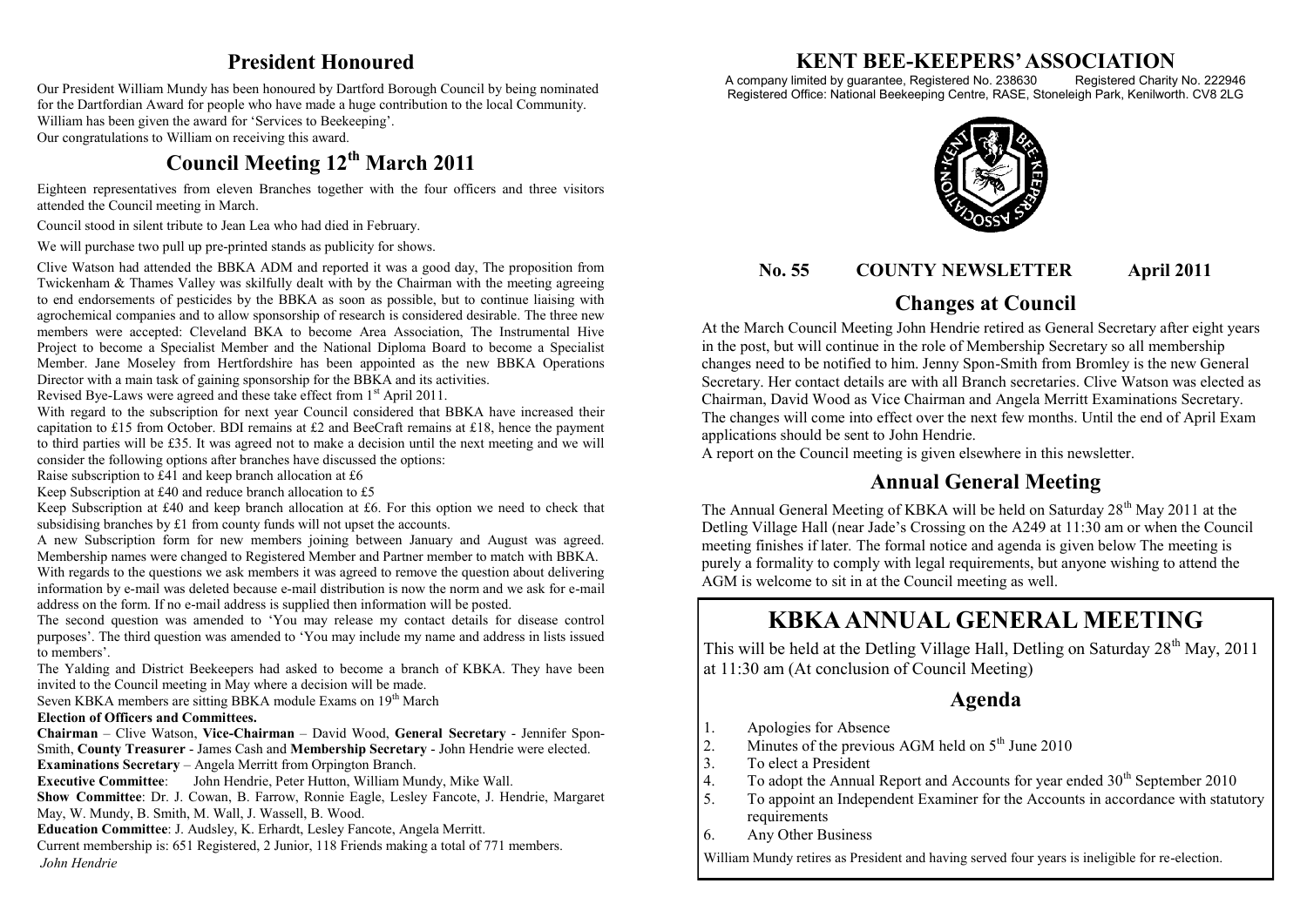## President Honoured

Our President William Mundy has been honoured by Dartford Borough Council by being nominated for the Dartfordian Award for people who have made a huge contribution to the local Community. William has been given the award for 'Services to Beekeeping'.
Our congratulations to William on receiving this award.

## Council Meeting 12th March 2011

Eighteen representatives from eleven Branches together with the four officers and three visitors attended the Council meeting in March.

Council stood in silent tribute to Jean Lea who had died in February.

We will purchase two pull up pre-printed stands as publicity for shows.

Clive Watson had attended the BBKA ADM and reported it was a good day, The proposition from Twickenham & Thames Valley was skilfully dealt with by the Chairman with the meeting agreeing to end endorsements of pesticides by the BBKA as soon as possible, but to continue liaising with agrochemical companies and to allow sponsorship of research is considered desirable. The three new members were accepted: Cleveland BKA to become Area Association, The Instrumental Hive Project to become a Specialist Member and the National Diploma Board to become a Specialist Member. Jane Moseley from Hertfordshire has been appointed as the new BBKA Operations Director with a main task of gaining sponsorship for the BBKA and its activities.

Revised Bye-Laws were agreed and these take effect from 1st April 2011.

With regard to the subscription for next year Council considered that BBKA have increased their capitation to £15 from October. BDI remains at £2 and BeeCraft remains at £18, hence the payment to third parties will be £35. It was agreed not to make a decision until the next meeting and we will consider the following options after branches have discussed the options:

Raise subscription to £41 and keep branch allocation at £6

Keep Subscription at £40 and reduce branch allocation to £5

Keep Subscription at £40 and keep branch allocation at £6. For this option we need to check that subsidising branches by £1 from county funds will not upset the accounts.

A new Subscription form for new members joining between January and August was agreed. Membership names were changed to Registered Member and Partner member to match with BBKA.

With regards to the questions we ask members it was agreed to remove the question about delivering information by e-mail was deleted because e-mail distribution is now the norm and we ask for e-mail address on the form. If no e-mail address is supplied then information will be posted.

The second question was amended to 'You may release my contact details for disease control purposes'. The third question was amended to 'You may include my name and address in lists issued to members'.

The Yalding and District Beekeepers had asked to become a branch of KBKA. They have been invited to the Council meeting in May where a decision will be made.

Seven KBKA members are sitting BBKA module Exams on 19th March

**Election of Officers and Committees.**

**Chairman** – Clive Watson, **Vice-Chairman** – David Wood, **General Secretary** - Jennifer Spon-Smith, **County Treasurer** - James Cash and **Membership Secretary** - John Hendrie were elected.

**Examinations Secretary** – Angela Merritt from Orpington Branch.

**Executive Committee**: John Hendrie, Peter Hutton, William Mundy, Mike Wall.

**Show Committee**: Dr. J. Cowan, B. Farrow, Ronnie Eagle, Lesley Fancote, J. Hendrie, Margaret May, W. Mundy, B. Smith, M. Wall, J. Wassell, B. Wood.

**Education Committee**: J. Audsley, K. Erhardt, Lesley Fancote, Angela Merritt.

Current membership is: 651 Registered, 2 Junior, 118 Friends making a total of 771 members.

*John Hendrie*

# KENT BEE-KEEPERS' ASSOCIATION

A company limited by guarantee, Registered No. 238630 Registered Charity No. 222946
Registered Office: National Beekeeping Centre, RASE, Stoneleigh Park, Kenilworth. CV8 2LG

**No. 55 COUNTY NEWSLETTER April 2011**

## Changes at Council

At the March Council Meeting John Hendrie retired as General Secretary after eight years in the post, but will continue in the role of Membership Secretary so all membership changes need to be notified to him. Jenny Spon-Smith from Bromley is the new General Secretary. Her contact details are with all Branch secretaries. Clive Watson was elected as Chairman, David Wood as Vice Chairman and Angela Merritt Examinations Secretary. The changes will come into effect over the next few months. Until the end of April Exam applications should be sent to John Hendrie.

A report on the Council meeting is given elsewhere in this newsletter.

## Annual General Meeting

The Annual General Meeting of KBKA will be held on Saturday 28th May 2011 at the Detling Village Hall (near Jade's Crossing on the A249 at 11:30 am or when the Council meeting finishes if later. The formal notice and agenda is given below The meeting is purely a formality to comply with legal requirements, but anyone wishing to attend the AGM is welcome to sit in at the Council meeting as well.

# KBKA ANNUAL GENERAL MEETING

This will be held at the Detling Village Hall, Detling on Saturday 28th May, 2011 at 11:30 am (At conclusion of Council Meeting)

## Agenda

1. Apologies for Absence
2. Minutes of the previous AGM held on 5th June 2010
3. To elect a President
4. To adopt the Annual Report and Accounts for year ended 30th September 2010
5. To appoint an Independent Examiner for the Accounts in accordance with statutory requirements
6. Any Other Business

William Mundy retires as President and having served four years is ineligible for re-election.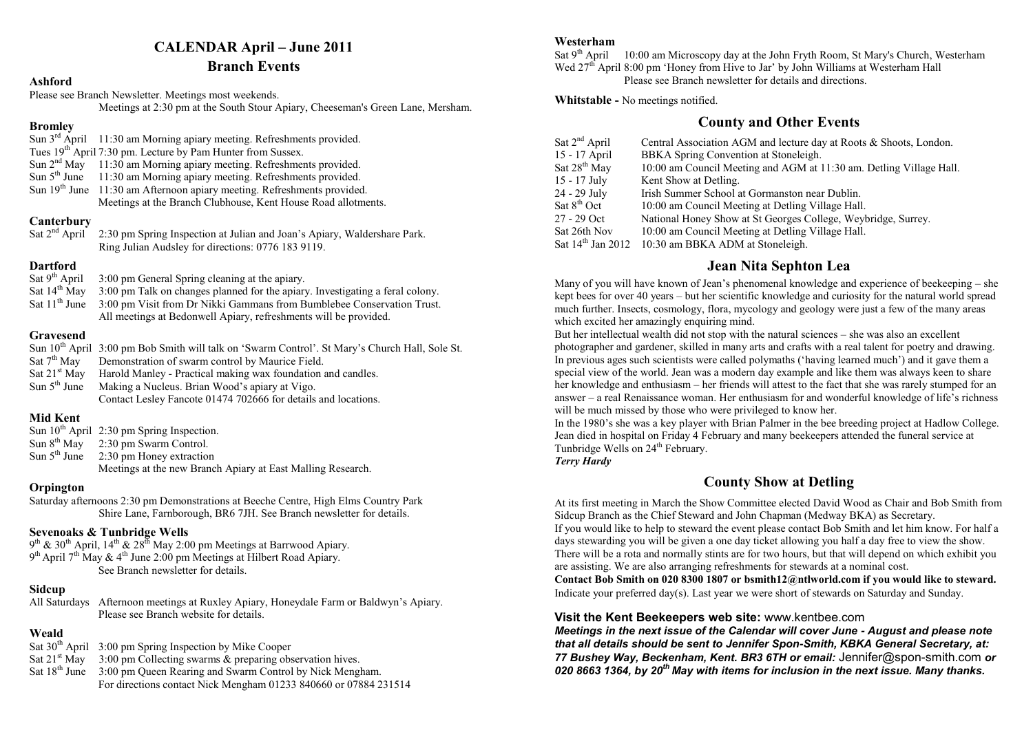# CALENDAR April – June 2011

## Branch Events

### Ashford

Please see Branch Newsletter. Meetings most weekends.
Meetings at 2:30 pm at the South Stour Apiary, Cheeseman's Green Lane, Mersham.

### Bromley

Sun 3rd April 11:30 am Morning apiary meeting. Refreshments provided.
Tues 19th April 7:30 pm. Lecture by Pam Hunter from Sussex.
Sun 2nd May 11:30 am Morning apiary meeting. Refreshments provided.
Sun 5th June 11:30 am Morning apiary meeting. Refreshments provided.
Sun 19th June 11:30 am Afternoon apiary meeting. Refreshments provided.
Meetings at the Branch Clubhouse, Kent House Road allotments.

### Canterbury

Sat 2nd April 2:30 pm Spring Inspection at Julian and Joan's Apiary, Waldershare Park.
Ring Julian Audsley for directions: 0776 183 9119.

### Dartford

Sat 9th April 3:00 pm General Spring cleaning at the apiary.
Sat 14th May 3:00 pm Talk on changes planned for the apiary. Investigating a feral colony.
Sat 11th June 3:00 pm Visit from Dr Nikki Gammans from Bumblebee Conservation Trust.
All meetings at Bedonwell Apiary, refreshments will be provided.

### Gravesend

Sun 10th April 3:00 pm Bob Smith will talk on 'Swarm Control'. St Mary's Church Hall, Sole St.
Sat 7th May Demonstration of swarm control by Maurice Field.
Sat 21st May Harold Manley - Practical making wax foundation and candles.
Sun 5th June Making a Nucleus. Brian Wood's apiary at Vigo.
Contact Lesley Fancote 01474 702666 for details and locations.

### Mid Kent

Sun 10th April 2:30 pm Spring Inspection.
Sun 8th May 2:30 pm Swarm Control.
Sun 5th June 2:30 pm Honey extraction
Meetings at the new Branch Apiary at East Malling Research.

### Orpington

Saturday afternoons 2:30 pm Demonstrations at Beeche Centre, High Elms Country Park
Shire Lane, Farnborough, BR6 7JH. See Branch newsletter for details.

### Sevenoaks & Tunbridge Wells

9th & 30th April, 14th & 28th May 2:00 pm Meetings at Barrwood Apiary.
9th April 7th May & 4th June 2:00 pm Meetings at Hilbert Road Apiary.
See Branch newsletter for details.

### Sidcup

All Saturdays Afternoon meetings at Ruxley Apiary, Honeydale Farm or Baldwyn's Apiary.
Please see Branch website for details.

### Weald

Sat 30th April 3:00 pm Spring Inspection by Mike Cooper
Sat 21st May 3:00 pm Collecting swarms & preparing observation hives.
Sat 18th June 3:00 pm Queen Rearing and Swarm Control by Nick Mengham.
For directions contact Nick Mengham 01233 840660 or 07884 231514

### Westerham

Sat 9th April 10:00 am Microscopy day at the John Fryth Room, St Mary's Church, Westerham
Wed 27th April 8:00 pm 'Honey from Hive to Jar' by John Williams at Westerham Hall
Please see Branch newsletter for details and directions.

**Whitstable -** No meetings notified.

## County and Other Events

| | |
|---|---|
| Sat 2nd April | Central Association AGM and lecture day at Roots & Shoots, London. |
| 15 - 17 April | BBKA Spring Convention at Stoneleigh. |
| Sat 28th May | 10:00 am Council Meeting and AGM at 11:30 am. Detling Village Hall. |
| 15 - 17 July | Kent Show at Detling. |
| 24 - 29 July | Irish Summer School at Gormanston near Dublin. |
| Sat 8th Oct | 10:00 am Council Meeting at Detling Village Hall. |
| 27 - 29 Oct | National Honey Show at St Georges College, Weybridge, Surrey. |
| Sat 26th Nov | 10:00 am Council Meeting at Detling Village Hall. |
| Sat 14th Jan 2012 | 10:30 am BBKA ADM at Stoneleigh. |

## Jean Nita Sephton Lea

Many of you will have known of Jean's phenomenal knowledge and experience of beekeeping – she kept bees for over 40 years – but her scientific knowledge and curiosity for the natural world spread much further. Insects, cosmology, flora, mycology and geology were just a few of the many areas which excited her amazingly enquiring mind.

But her intellectual wealth did not stop with the natural sciences – she was also an excellent photographer and gardener, skilled in many arts and crafts with a real talent for poetry and drawing. In previous ages such scientists were called polymaths ('having learned much') and it gave them a special view of the world. Jean was a modern day example and like them was always keen to share her knowledge and enthusiasm – her friends will attest to the fact that she was rarely stumped for an answer – a real Renaissance woman. Her enthusiasm for and wonderful knowledge of life's richness will be much missed by those who were privileged to know her.

In the 1980's she was a key player with Brian Palmer in the bee breeding project at Hadlow College. Jean died in hospital on Friday 4 February and many beekeepers attended the funeral service at Tunbridge Wells on 24th February.

***Terry Hardy***

## County Show at Detling

At its first meeting in March the Show Committee elected David Wood as Chair and Bob Smith from Sidcup Branch as the Chief Steward and John Chapman (Medway BKA) as Secretary.

If you would like to help to steward the event please contact Bob Smith and let him know. For half a days stewarding you will be given a one day ticket allowing you half a day free to view the show. There will be a rota and normally stints are for two hours, but that will depend on which exhibit you are assisting. We are also arranging refreshments for stewards at a nominal cost.

**Contact Bob Smith on 020 8300 1807 or bsmith12@ntlworld.com if you would like to steward.**
Indicate your preferred day(s). Last year we were short of stewards on Saturday and Sunday.

**Visit the Kent Beekeepers web site:** www.kentbee.com

***Meetings in the next issue of the Calendar will cover June - August and please note that all details should be sent to Jennifer Spon-Smith, KBKA General Secretary, at: 77 Bushey Way, Beckenham, Kent. BR3 6TH or email:*** Jennifer@spon-smith.com ***or 020 8663 1364, by 20th May with items for inclusion in the next issue. Many thanks.***